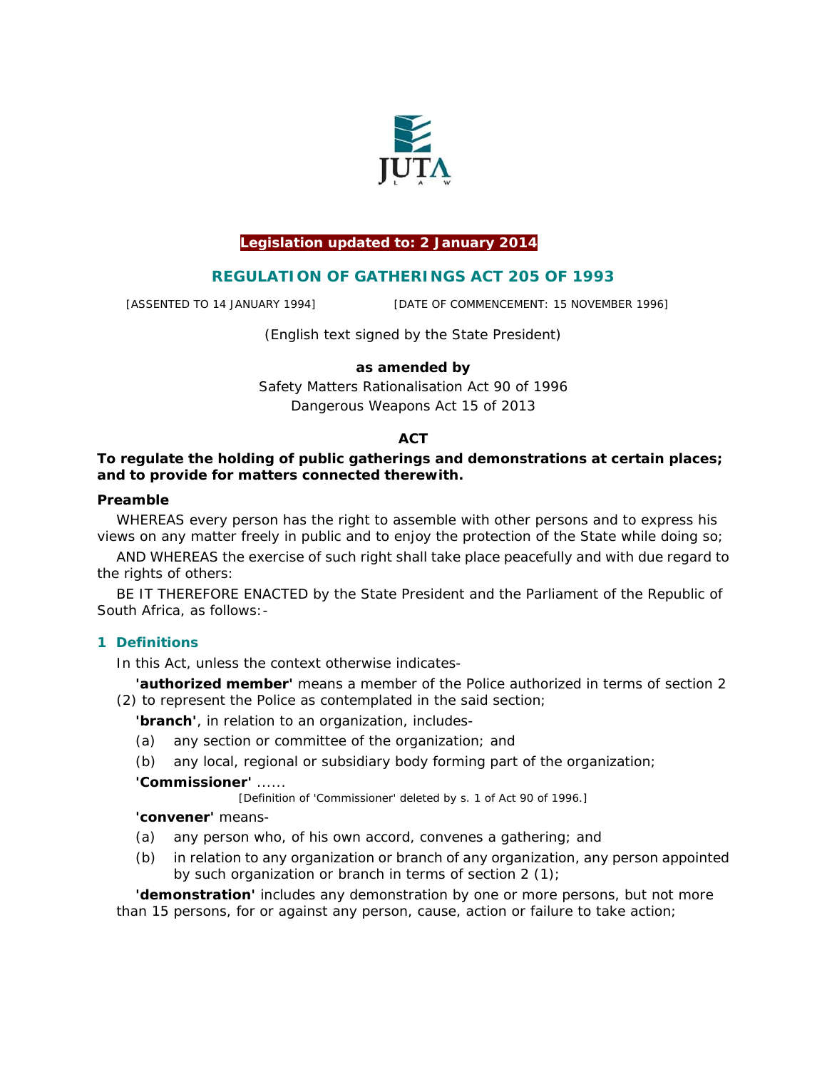**Legislation updated to: 2 January 2014**

# REGULATION OF GATHERINGS ACT 205 OF 1993

[ASSENTED TO 14 JANUARY 1994] [DATE OF COMMENCEMENT: 15 NOVEMBER 1996]

(English text signed by the State President)

**as amended by**

Safety Matters Rationalisation Act 90 of 1996
Dangerous Weapons Act 15 of 2013

**ACT**

**To regulate the holding of public gatherings and demonstrations at certain places; and to provide for matters connected therewith.**

**Preamble**

WHEREAS every person has the right to assemble with other persons and to express his views on any matter freely in public and to enjoy the protection of the State while doing so;

AND WHEREAS the exercise of such right shall take place peacefully and with due regard to the rights of others:

BE IT THEREFORE ENACTED by the State President and the Parliament of the Republic of South Africa, as follows:-

## 1 Definitions

In this Act, unless the context otherwise indicates-

**'authorized member'** means a member of the Police authorized in terms of section 2 (2) to represent the Police as contemplated in the said section;

**'branch'**, in relation to an organization, includes-

(a) any section or committee of the organization; and

(b) any local, regional or subsidiary body forming part of the organization;

**'Commissioner'** ......

[Definition of 'Commissioner' deleted by s. 1 of Act 90 of 1996.]

**'convener'** means-

(a) any person who, of his own accord, convenes a gathering; and

(b) in relation to any organization or branch of any organization, any person appointed by such organization or branch in terms of section 2 (1);

**'demonstration'** includes any demonstration by one or more persons, but not more than 15 persons, for or against any person, cause, action or failure to take action;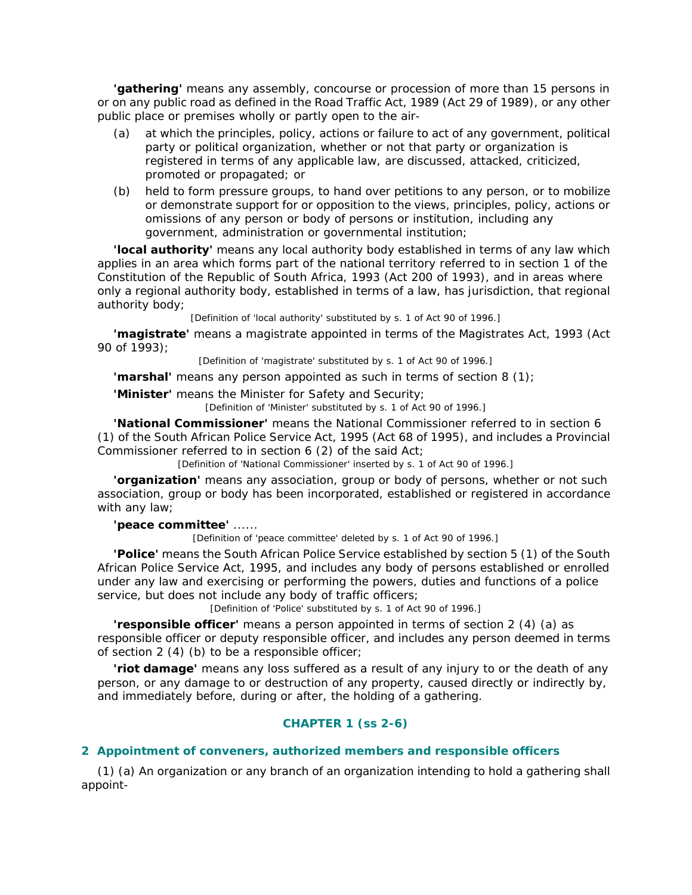**'gathering'** means any assembly, concourse or procession of more than 15 persons in or on any public road as defined in the Road Traffic Act, 1989 (Act 29 of 1989), or any other public place or premises wholly or partly open to the air-

(a) at which the principles, policy, actions or failure to act of any government, political party or political organization, whether or not that party or organization is registered in terms of any applicable law, are discussed, attacked, criticized, promoted or propagated; or

(b) held to form pressure groups, to hand over petitions to any person, or to mobilize or demonstrate support for or opposition to the views, principles, policy, actions or omissions of any person or body of persons or institution, including any government, administration or governmental institution;

**'local authority'** means any local authority body established in terms of any law which applies in an area which forms part of the national territory referred to in section 1 of the Constitution of the Republic of South Africa, 1993 (Act 200 of 1993), and in areas where only a regional authority body, established in terms of a law, has jurisdiction, that regional authority body;

[Definition of 'local authority' substituted by s. 1 of Act 90 of 1996.]

**'magistrate'** means a magistrate appointed in terms of the Magistrates Act, 1993 (Act 90 of 1993);

[Definition of 'magistrate' substituted by s. 1 of Act 90 of 1996.]

**'marshal'** means any person appointed as such in terms of section 8 (1);

**'Minister'** means the Minister for Safety and Security;

[Definition of 'Minister' substituted by s. 1 of Act 90 of 1996.]

**'National Commissioner'** means the National Commissioner referred to in section 6 (1) of the South African Police Service Act, 1995 (Act 68 of 1995), and includes a Provincial Commissioner referred to in section 6 (2) of the said Act;

[Definition of 'National Commissioner' inserted by s. 1 of Act 90 of 1996.]

**'organization'** means any association, group or body of persons, whether or not such association, group or body has been incorporated, established or registered in accordance with any law;

**'peace committee'** ......

[Definition of 'peace committee' deleted by s. 1 of Act 90 of 1996.]

**'Police'** means the South African Police Service established by section 5 (1) of the South African Police Service Act, 1995, and includes any body of persons established or enrolled under any law and exercising or performing the powers, duties and functions of a police service, but does not include any body of traffic officers;

[Definition of 'Police' substituted by s. 1 of Act 90 of 1996.]

**'responsible officer'** means a person appointed in terms of section 2 (4) (a) as responsible officer or deputy responsible officer, and includes any person deemed in terms of section 2 (4) (b) to be a responsible officer;

**'riot damage'** means any loss suffered as a result of any injury to or the death of any person, or any damage to or destruction of any property, caused directly or indirectly by, and immediately before, during or after, the holding of a gathering.

## CHAPTER 1 (ss 2-6)

### 2 Appointment of conveners, authorized members and responsible officers

(1) (a) An organization or any branch of an organization intending to hold a gathering shall appoint-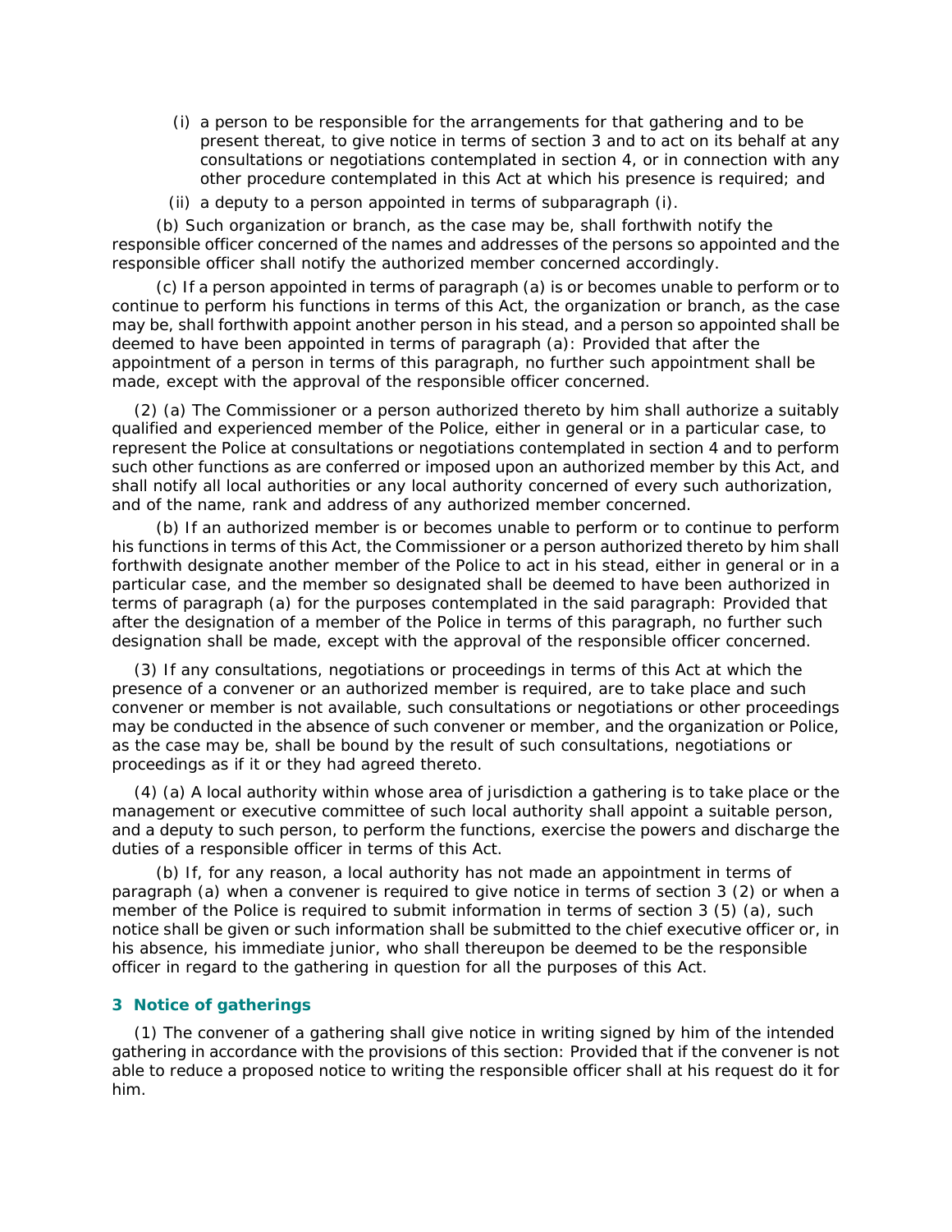(i) a person to be responsible for the arrangements for that gathering and to be present thereat, to give notice in terms of section 3 and to act on its behalf at any consultations or negotiations contemplated in section 4, or in connection with any other procedure contemplated in this Act at which his presence is required; and

(ii) a deputy to a person appointed in terms of subparagraph (i).

(b) Such organization or branch, as the case may be, shall forthwith notify the responsible officer concerned of the names and addresses of the persons so appointed and the responsible officer shall notify the authorized member concerned accordingly.

(c) If a person appointed in terms of paragraph (a) is or becomes unable to perform or to continue to perform his functions in terms of this Act, the organization or branch, as the case may be, shall forthwith appoint another person in his stead, and a person so appointed shall be deemed to have been appointed in terms of paragraph (a): Provided that after the appointment of a person in terms of this paragraph, no further such appointment shall be made, except with the approval of the responsible officer concerned.

(2) (a) The Commissioner or a person authorized thereto by him shall authorize a suitably qualified and experienced member of the Police, either in general or in a particular case, to represent the Police at consultations or negotiations contemplated in section 4 and to perform such other functions as are conferred or imposed upon an authorized member by this Act, and shall notify all local authorities or any local authority concerned of every such authorization, and of the name, rank and address of any authorized member concerned.

(b) If an authorized member is or becomes unable to perform or to continue to perform his functions in terms of this Act, the Commissioner or a person authorized thereto by him shall forthwith designate another member of the Police to act in his stead, either in general or in a particular case, and the member so designated shall be deemed to have been authorized in terms of paragraph (a) for the purposes contemplated in the said paragraph: Provided that after the designation of a member of the Police in terms of this paragraph, no further such designation shall be made, except with the approval of the responsible officer concerned.

(3) If any consultations, negotiations or proceedings in terms of this Act at which the presence of a convener or an authorized member is required, are to take place and such convener or member is not available, such consultations or negotiations or other proceedings may be conducted in the absence of such convener or member, and the organization or Police, as the case may be, shall be bound by the result of such consultations, negotiations or proceedings as if it or they had agreed thereto.

(4) (a) A local authority within whose area of jurisdiction a gathering is to take place or the management or executive committee of such local authority shall appoint a suitable person, and a deputy to such person, to perform the functions, exercise the powers and discharge the duties of a responsible officer in terms of this Act.

(b) If, for any reason, a local authority has not made an appointment in terms of paragraph (a) when a convener is required to give notice in terms of section 3 (2) or when a member of the Police is required to submit information in terms of section 3 (5) (a), such notice shall be given or such information shall be submitted to the chief executive officer or, in his absence, his immediate junior, who shall thereupon be deemed to be the responsible officer in regard to the gathering in question for all the purposes of this Act.

### 3 Notice of gatherings

(1) The convener of a gathering shall give notice in writing signed by him of the intended gathering in accordance with the provisions of this section: Provided that if the convener is not able to reduce a proposed notice to writing the responsible officer shall at his request do it for him.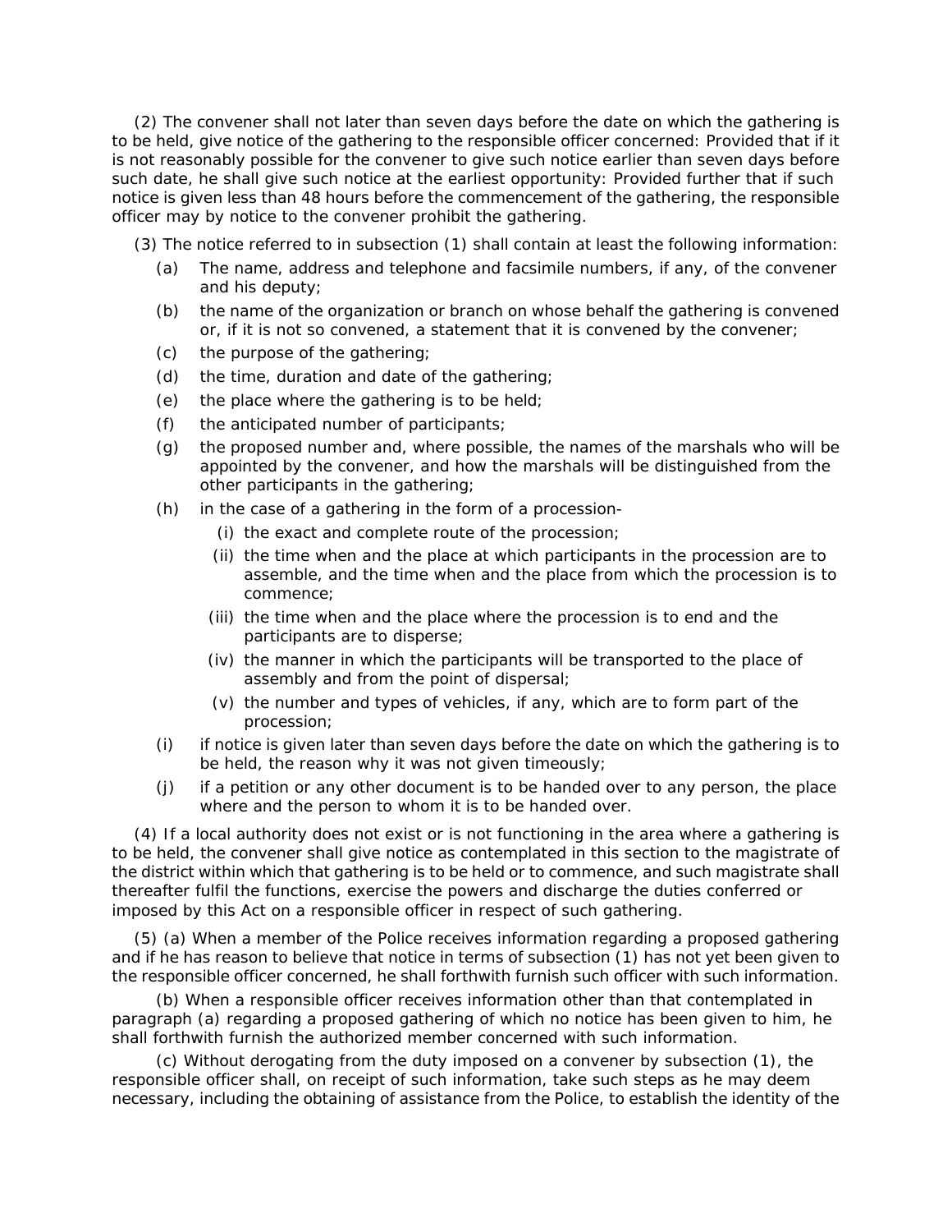(2) The convener shall not later than seven days before the date on which the gathering is to be held, give notice of the gathering to the responsible officer concerned: Provided that if it is not reasonably possible for the convener to give such notice earlier than seven days before such date, he shall give such notice at the earliest opportunity: Provided further that if such notice is given less than 48 hours before the commencement of the gathering, the responsible officer may by notice to the convener prohibit the gathering.

(3) The notice referred to in subsection (1) shall contain at least the following information:

(a) The name, address and telephone and facsimile numbers, if any, of the convener and his deputy;

(b) the name of the organization or branch on whose behalf the gathering is convened or, if it is not so convened, a statement that it is convened by the convener;

(c) the purpose of the gathering;

(d) the time, duration and date of the gathering;

(e) the place where the gathering is to be held;

(f) the anticipated number of participants;

(g) the proposed number and, where possible, the names of the marshals who will be appointed by the convener, and how the marshals will be distinguished from the other participants in the gathering;

(h) in the case of a gathering in the form of a procession-

(i) the exact and complete route of the procession;

(ii) the time when and the place at which participants in the procession are to assemble, and the time when and the place from which the procession is to commence;

(iii) the time when and the place where the procession is to end and the participants are to disperse;

(iv) the manner in which the participants will be transported to the place of assembly and from the point of dispersal;

(v) the number and types of vehicles, if any, which are to form part of the procession;

(i) if notice is given later than seven days before the date on which the gathering is to be held, the reason why it was not given timeously;

(j) if a petition or any other document is to be handed over to any person, the place where and the person to whom it is to be handed over.

(4) If a local authority does not exist or is not functioning in the area where a gathering is to be held, the convener shall give notice as contemplated in this section to the magistrate of the district within which that gathering is to be held or to commence, and such magistrate shall thereafter fulfil the functions, exercise the powers and discharge the duties conferred or imposed by this Act on a responsible officer in respect of such gathering.

(5) (a) When a member of the Police receives information regarding a proposed gathering and if he has reason to believe that notice in terms of subsection (1) has not yet been given to the responsible officer concerned, he shall forthwith furnish such officer with such information.

(b) When a responsible officer receives information other than that contemplated in paragraph (a) regarding a proposed gathering of which no notice has been given to him, he shall forthwith furnish the authorized member concerned with such information.

(c) Without derogating from the duty imposed on a convener by subsection (1), the responsible officer shall, on receipt of such information, take such steps as he may deem necessary, including the obtaining of assistance from the Police, to establish the identity of the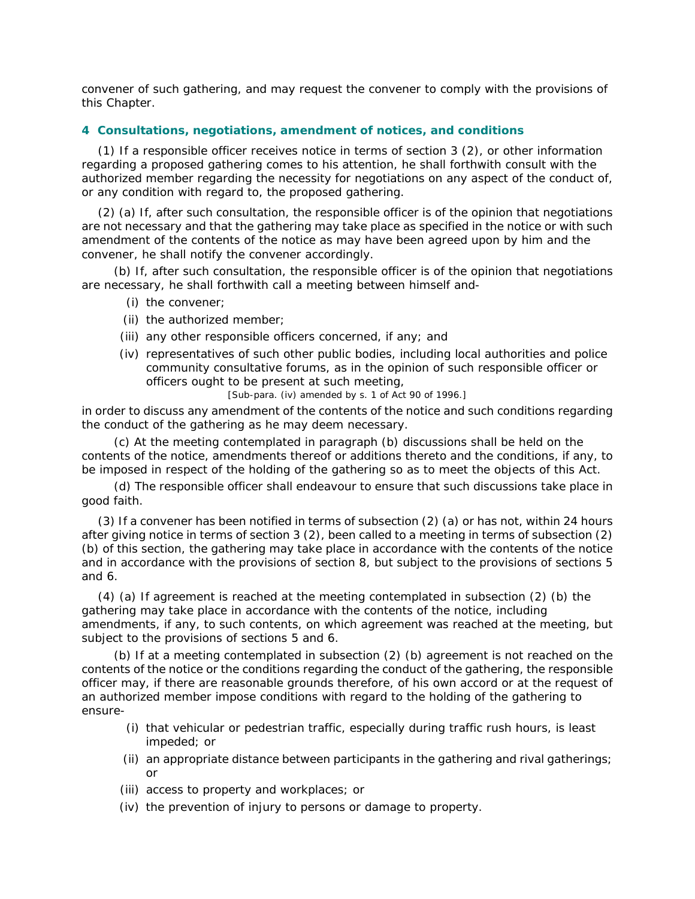convener of such gathering, and may request the convener to comply with the provisions of this Chapter.

### 4 Consultations, negotiations, amendment of notices, and conditions

(1) If a responsible officer receives notice in terms of section 3 (2), or other information regarding a proposed gathering comes to his attention, he shall forthwith consult with the authorized member regarding the necessity for negotiations on any aspect of the conduct of, or any condition with regard to, the proposed gathering.

(2) (a) If, after such consultation, the responsible officer is of the opinion that negotiations are not necessary and that the gathering may take place as specified in the notice or with such amendment of the contents of the notice as may have been agreed upon by him and the convener, he shall notify the convener accordingly.

(b) If, after such consultation, the responsible officer is of the opinion that negotiations are necessary, he shall forthwith call a meeting between himself and-

(i) the convener;

(ii) the authorized member;

(iii) any other responsible officers concerned, if any; and

(iv) representatives of such other public bodies, including local authorities and police community consultative forums, as in the opinion of such responsible officer or officers ought to be present at such meeting,

[Sub-para. (iv) amended by s. 1 of Act 90 of 1996.]

in order to discuss any amendment of the contents of the notice and such conditions regarding the conduct of the gathering as he may deem necessary.

(c) At the meeting contemplated in paragraph (b) discussions shall be held on the contents of the notice, amendments thereof or additions thereto and the conditions, if any, to be imposed in respect of the holding of the gathering so as to meet the objects of this Act.

(d) The responsible officer shall endeavour to ensure that such discussions take place in good faith.

(3) If a convener has been notified in terms of subsection (2) (a) or has not, within 24 hours after giving notice in terms of section 3 (2), been called to a meeting in terms of subsection (2) (b) of this section, the gathering may take place in accordance with the contents of the notice and in accordance with the provisions of section 8, but subject to the provisions of sections 5 and 6.

(4) (a) If agreement is reached at the meeting contemplated in subsection (2) (b) the gathering may take place in accordance with the contents of the notice, including amendments, if any, to such contents, on which agreement was reached at the meeting, but subject to the provisions of sections 5 and 6.

(b) If at a meeting contemplated in subsection (2) (b) agreement is not reached on the contents of the notice or the conditions regarding the conduct of the gathering, the responsible officer may, if there are reasonable grounds therefore, of his own accord or at the request of an authorized member impose conditions with regard to the holding of the gathering to ensure-

(i) that vehicular or pedestrian traffic, especially during traffic rush hours, is least impeded; or

(ii) an appropriate distance between participants in the gathering and rival gatherings; or

(iii) access to property and workplaces; or

(iv) the prevention of injury to persons or damage to property.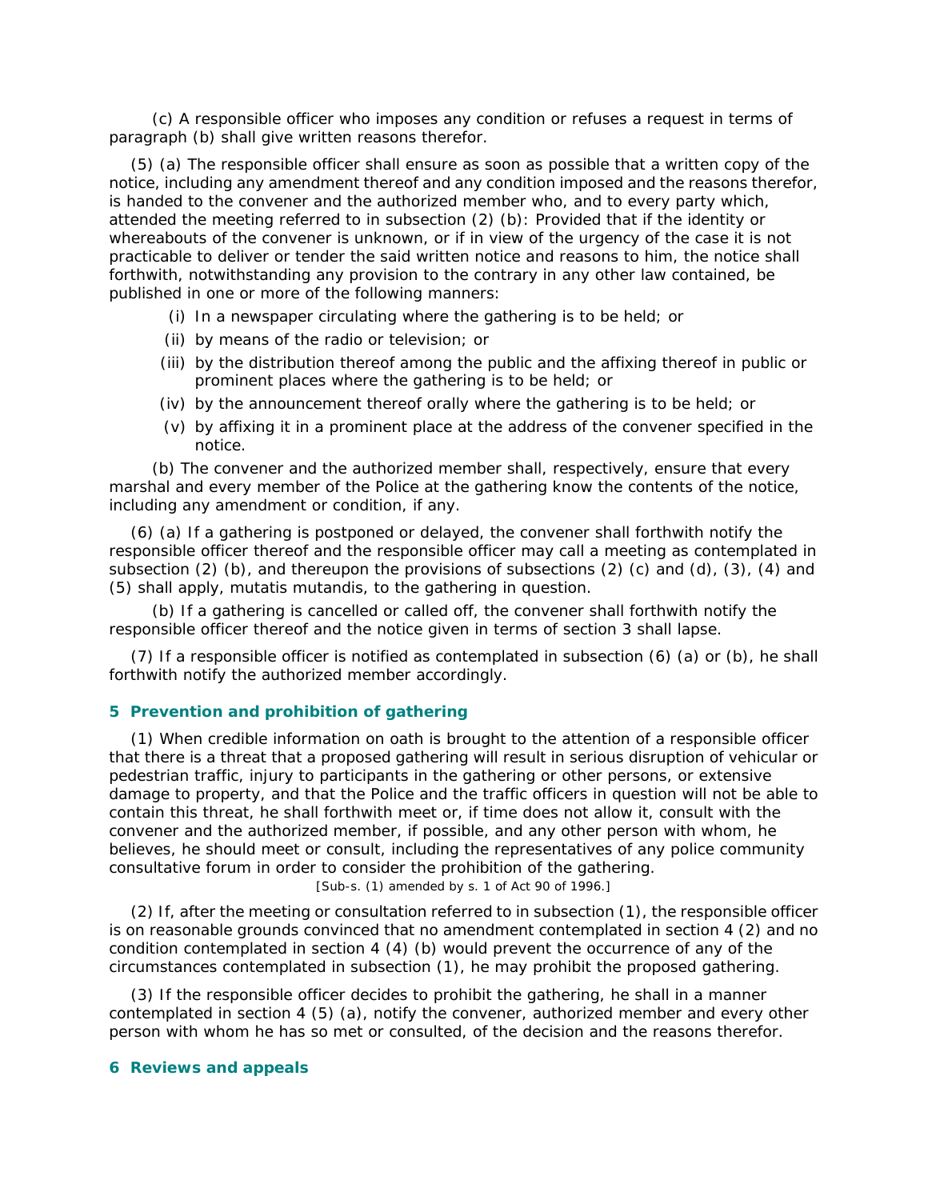(c) A responsible officer who imposes any condition or refuses a request in terms of paragraph (b) shall give written reasons therefor.

(5) (a) The responsible officer shall ensure as soon as possible that a written copy of the notice, including any amendment thereof and any condition imposed and the reasons therefor, is handed to the convener and the authorized member who, and to every party which, attended the meeting referred to in subsection (2) (b): Provided that if the identity or whereabouts of the convener is unknown, or if in view of the urgency of the case it is not practicable to deliver or tender the said written notice and reasons to him, the notice shall forthwith, notwithstanding any provision to the contrary in any other law contained, be published in one or more of the following manners:

(i) In a newspaper circulating where the gathering is to be held; or

(ii) by means of the radio or television; or

(iii) by the distribution thereof among the public and the affixing thereof in public or prominent places where the gathering is to be held; or

(iv) by the announcement thereof orally where the gathering is to be held; or

(v) by affixing it in a prominent place at the address of the convener specified in the notice.

(b) The convener and the authorized member shall, respectively, ensure that every marshal and every member of the Police at the gathering know the contents of the notice, including any amendment or condition, if any.

(6) (a) If a gathering is postponed or delayed, the convener shall forthwith notify the responsible officer thereof and the responsible officer may call a meeting as contemplated in subsection (2) (b), and thereupon the provisions of subsections (2) (c) and (d), (3), (4) and (5) shall apply, mutatis mutandis, to the gathering in question.

(b) If a gathering is cancelled or called off, the convener shall forthwith notify the responsible officer thereof and the notice given in terms of section 3 shall lapse.

(7) If a responsible officer is notified as contemplated in subsection (6) (a) or (b), he shall forthwith notify the authorized member accordingly.

### 5 Prevention and prohibition of gathering

(1) When credible information on oath is brought to the attention of a responsible officer that there is a threat that a proposed gathering will result in serious disruption of vehicular or pedestrian traffic, injury to participants in the gathering or other persons, or extensive damage to property, and that the Police and the traffic officers in question will not be able to contain this threat, he shall forthwith meet or, if time does not allow it, consult with the convener and the authorized member, if possible, and any other person with whom, he believes, he should meet or consult, including the representatives of any police community consultative forum in order to consider the prohibition of the gathering.

[Sub-s. (1) amended by s. 1 of Act 90 of 1996.]

(2) If, after the meeting or consultation referred to in subsection (1), the responsible officer is on reasonable grounds convinced that no amendment contemplated in section 4 (2) and no condition contemplated in section 4 (4) (b) would prevent the occurrence of any of the circumstances contemplated in subsection (1), he may prohibit the proposed gathering.

(3) If the responsible officer decides to prohibit the gathering, he shall in a manner contemplated in section 4 (5) (a), notify the convener, authorized member and every other person with whom he has so met or consulted, of the decision and the reasons therefor.

### 6 Reviews and appeals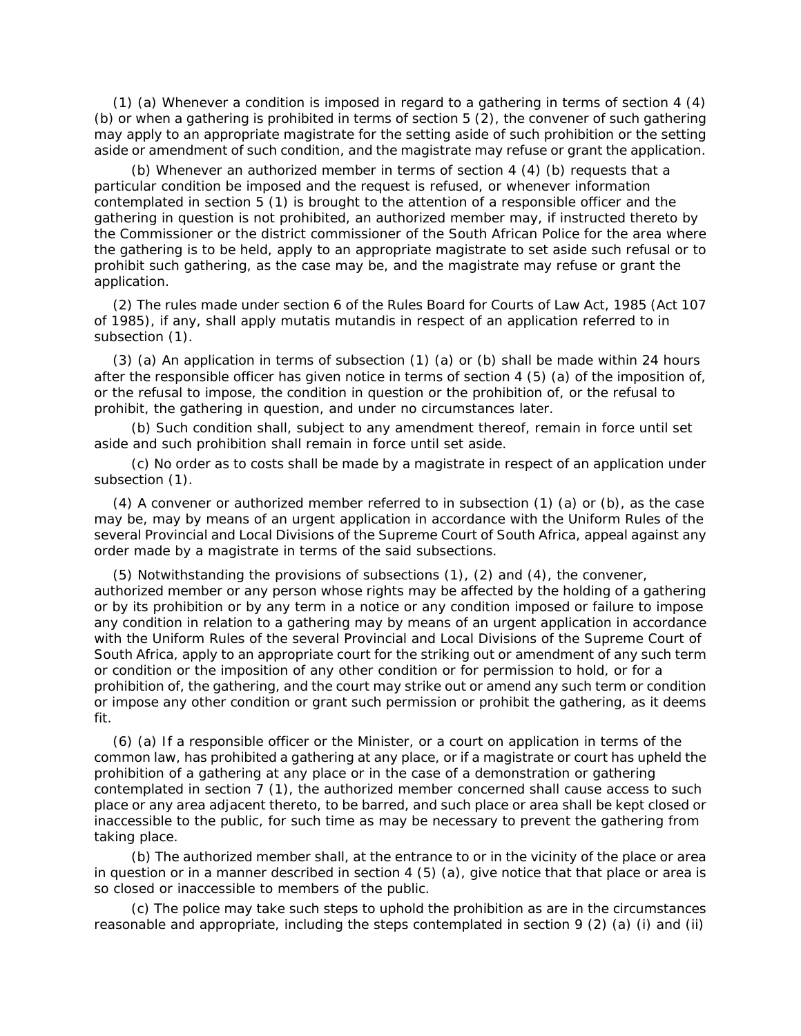(1) (a) Whenever a condition is imposed in regard to a gathering in terms of section 4 (4) (b) or when a gathering is prohibited in terms of section 5 (2), the convener of such gathering may apply to an appropriate magistrate for the setting aside of such prohibition or the setting aside or amendment of such condition, and the magistrate may refuse or grant the application.

(b) Whenever an authorized member in terms of section 4 (4) (b) requests that a particular condition be imposed and the request is refused, or whenever information contemplated in section 5 (1) is brought to the attention of a responsible officer and the gathering in question is not prohibited, an authorized member may, if instructed thereto by the Commissioner or the district commissioner of the South African Police for the area where the gathering is to be held, apply to an appropriate magistrate to set aside such refusal or to prohibit such gathering, as the case may be, and the magistrate may refuse or grant the application.

(2) The rules made under section 6 of the Rules Board for Courts of Law Act, 1985 (Act 107 of 1985), if any, shall apply mutatis mutandis in respect of an application referred to in subsection (1).

(3) (a) An application in terms of subsection (1) (a) or (b) shall be made within 24 hours after the responsible officer has given notice in terms of section 4 (5) (a) of the imposition of, or the refusal to impose, the condition in question or the prohibition of, or the refusal to prohibit, the gathering in question, and under no circumstances later.

(b) Such condition shall, subject to any amendment thereof, remain in force until set aside and such prohibition shall remain in force until set aside.

(c) No order as to costs shall be made by a magistrate in respect of an application under subsection (1).

(4) A convener or authorized member referred to in subsection (1) (a) or (b), as the case may be, may by means of an urgent application in accordance with the Uniform Rules of the several Provincial and Local Divisions of the Supreme Court of South Africa, appeal against any order made by a magistrate in terms of the said subsections.

(5) Notwithstanding the provisions of subsections (1), (2) and (4), the convener, authorized member or any person whose rights may be affected by the holding of a gathering or by its prohibition or by any term in a notice or any condition imposed or failure to impose any condition in relation to a gathering may by means of an urgent application in accordance with the Uniform Rules of the several Provincial and Local Divisions of the Supreme Court of South Africa, apply to an appropriate court for the striking out or amendment of any such term or condition or the imposition of any other condition or for permission to hold, or for a prohibition of, the gathering, and the court may strike out or amend any such term or condition or impose any other condition or grant such permission or prohibit the gathering, as it deems fit.

(6) (a) If a responsible officer or the Minister, or a court on application in terms of the common law, has prohibited a gathering at any place, or if a magistrate or court has upheld the prohibition of a gathering at any place or in the case of a demonstration or gathering contemplated in section 7 (1), the authorized member concerned shall cause access to such place or any area adjacent thereto, to be barred, and such place or area shall be kept closed or inaccessible to the public, for such time as may be necessary to prevent the gathering from taking place.

(b) The authorized member shall, at the entrance to or in the vicinity of the place or area in question or in a manner described in section 4 (5) (a), give notice that that place or area is so closed or inaccessible to members of the public.

(c) The police may take such steps to uphold the prohibition as are in the circumstances reasonable and appropriate, including the steps contemplated in section 9 (2) (a) (i) and (ii)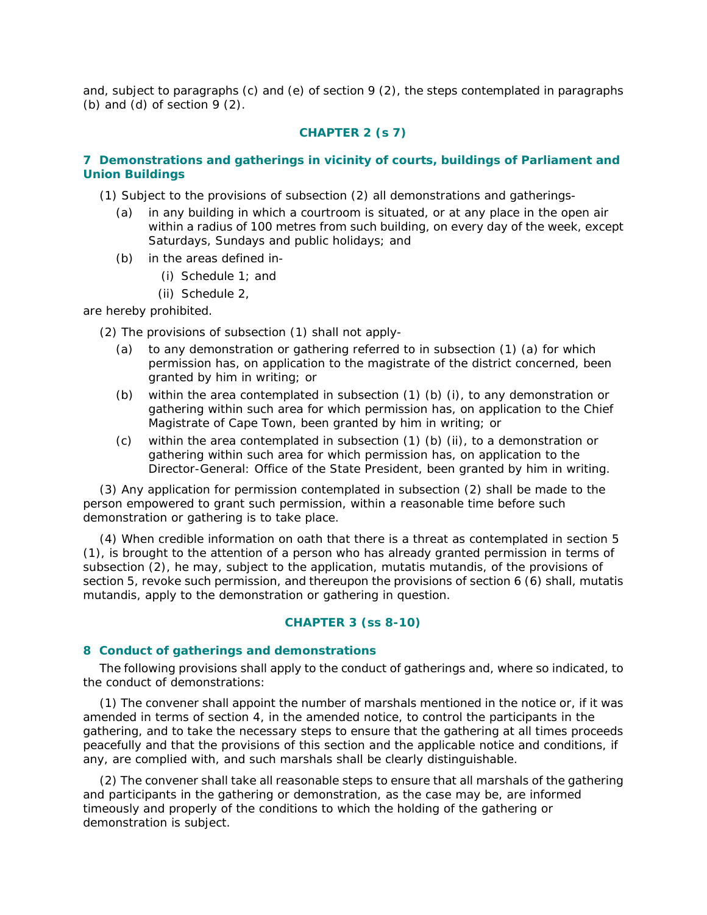and, subject to paragraphs (c) and (e) of section 9 (2), the steps contemplated in paragraphs (b) and (d) of section 9 (2).

**CHAPTER 2 (s 7)**

### 7 Demonstrations and gatherings in vicinity of courts, buildings of Parliament and Union Buildings

(1) Subject to the provisions of subsection (2) all demonstrations and gatherings-

(a) in any building in which a courtroom is situated, or at any place in the open air within a radius of 100 metres from such building, on every day of the week, except Saturdays, Sundays and public holidays; and

(b) in the areas defined in-

(i) Schedule 1; and

(ii) Schedule 2,

are hereby prohibited.

(2) The provisions of subsection (1) shall not apply-

(a) to any demonstration or gathering referred to in subsection (1) (a) for which permission has, on application to the magistrate of the district concerned, been granted by him in writing; or

(b) within the area contemplated in subsection (1) (b) (i), to any demonstration or gathering within such area for which permission has, on application to the Chief Magistrate of Cape Town, been granted by him in writing; or

(c) within the area contemplated in subsection (1) (b) (ii), to a demonstration or gathering within such area for which permission has, on application to the Director-General: Office of the State President, been granted by him in writing.

(3) Any application for permission contemplated in subsection (2) shall be made to the person empowered to grant such permission, within a reasonable time before such demonstration or gathering is to take place.

(4) When credible information on oath that there is a threat as contemplated in section 5 (1), is brought to the attention of a person who has already granted permission in terms of subsection (2), he may, subject to the application, mutatis mutandis, of the provisions of section 5, revoke such permission, and thereupon the provisions of section 6 (6) shall, mutatis mutandis, apply to the demonstration or gathering in question.

**CHAPTER 3 (ss 8-10)**

### 8 Conduct of gatherings and demonstrations

The following provisions shall apply to the conduct of gatherings and, where so indicated, to the conduct of demonstrations:

(1) The convener shall appoint the number of marshals mentioned in the notice or, if it was amended in terms of section 4, in the amended notice, to control the participants in the gathering, and to take the necessary steps to ensure that the gathering at all times proceeds peacefully and that the provisions of this section and the applicable notice and conditions, if any, are complied with, and such marshals shall be clearly distinguishable.

(2) The convener shall take all reasonable steps to ensure that all marshals of the gathering and participants in the gathering or demonstration, as the case may be, are informed timeously and properly of the conditions to which the holding of the gathering or demonstration is subject.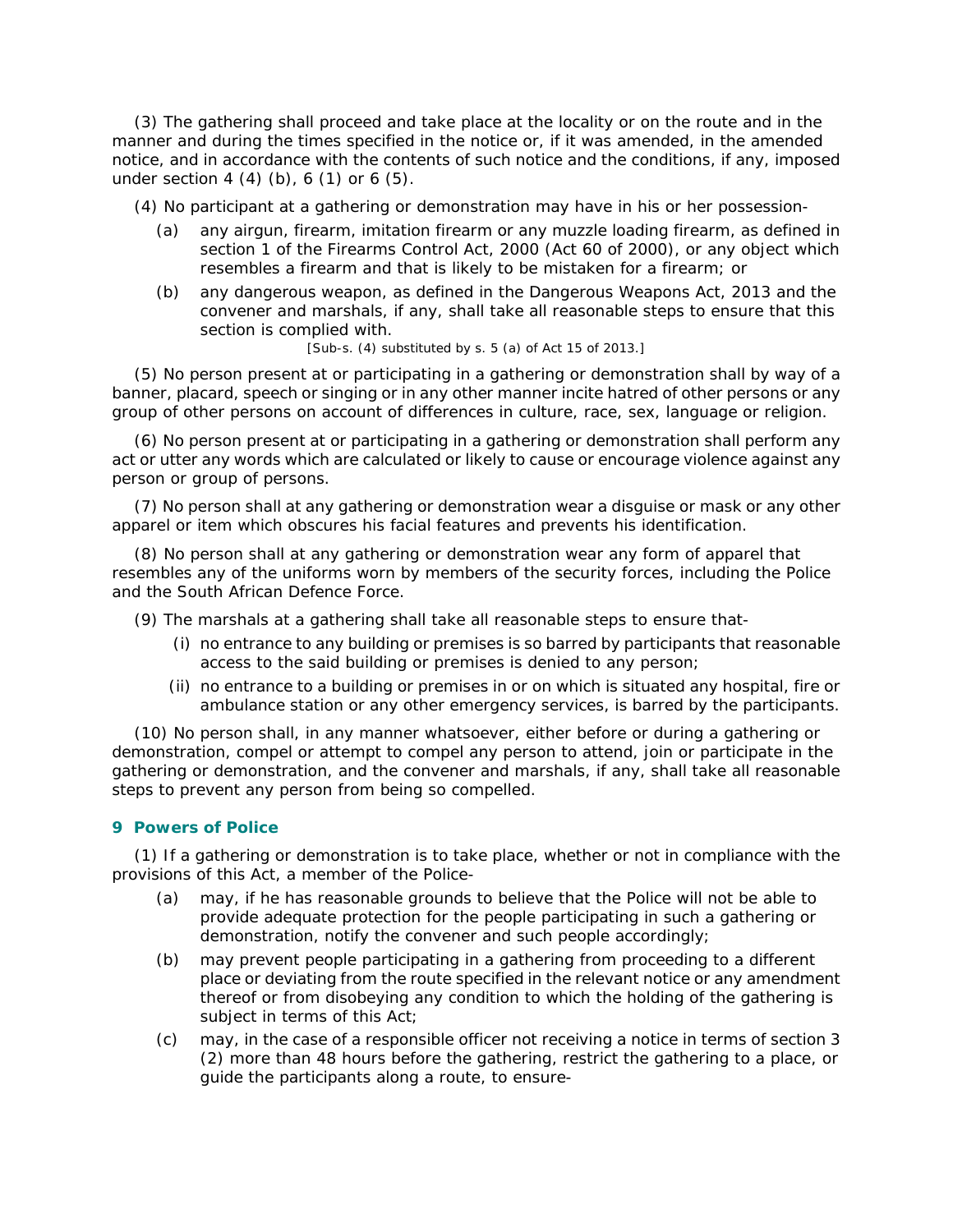(3) The gathering shall proceed and take place at the locality or on the route and in the manner and during the times specified in the notice or, if it was amended, in the amended notice, and in accordance with the contents of such notice and the conditions, if any, imposed under section 4 (4) (b), 6 (1) or 6 (5).

(4) No participant at a gathering or demonstration may have in his or her possession-

(a) any airgun, firearm, imitation firearm or any muzzle loading firearm, as defined in section 1 of the Firearms Control Act, 2000 (Act 60 of 2000), or any object which resembles a firearm and that is likely to be mistaken for a firearm; or

(b) any dangerous weapon, as defined in the Dangerous Weapons Act, 2013 and the convener and marshals, if any, shall take all reasonable steps to ensure that this section is complied with.

[Sub-s. (4) substituted by s. 5 (a) of Act 15 of 2013.]

(5) No person present at or participating in a gathering or demonstration shall by way of a banner, placard, speech or singing or in any other manner incite hatred of other persons or any group of other persons on account of differences in culture, race, sex, language or religion.

(6) No person present at or participating in a gathering or demonstration shall perform any act or utter any words which are calculated or likely to cause or encourage violence against any person or group of persons.

(7) No person shall at any gathering or demonstration wear a disguise or mask or any other apparel or item which obscures his facial features and prevents his identification.

(8) No person shall at any gathering or demonstration wear any form of apparel that resembles any of the uniforms worn by members of the security forces, including the Police and the South African Defence Force.

(9) The marshals at a gathering shall take all reasonable steps to ensure that-

(i) no entrance to any building or premises is so barred by participants that reasonable access to the said building or premises is denied to any person;

(ii) no entrance to a building or premises in or on which is situated any hospital, fire or ambulance station or any other emergency services, is barred by the participants.

(10) No person shall, in any manner whatsoever, either before or during a gathering or demonstration, compel or attempt to compel any person to attend, join or participate in the gathering or demonstration, and the convener and marshals, if any, shall take all reasonable steps to prevent any person from being so compelled.

### 9 Powers of Police

(1) If a gathering or demonstration is to take place, whether or not in compliance with the provisions of this Act, a member of the Police-

(a) may, if he has reasonable grounds to believe that the Police will not be able to provide adequate protection for the people participating in such a gathering or demonstration, notify the convener and such people accordingly;

(b) may prevent people participating in a gathering from proceeding to a different place or deviating from the route specified in the relevant notice or any amendment thereof or from disobeying any condition to which the holding of the gathering is subject in terms of this Act;

(c) may, in the case of a responsible officer not receiving a notice in terms of section 3 (2) more than 48 hours before the gathering, restrict the gathering to a place, or guide the participants along a route, to ensure-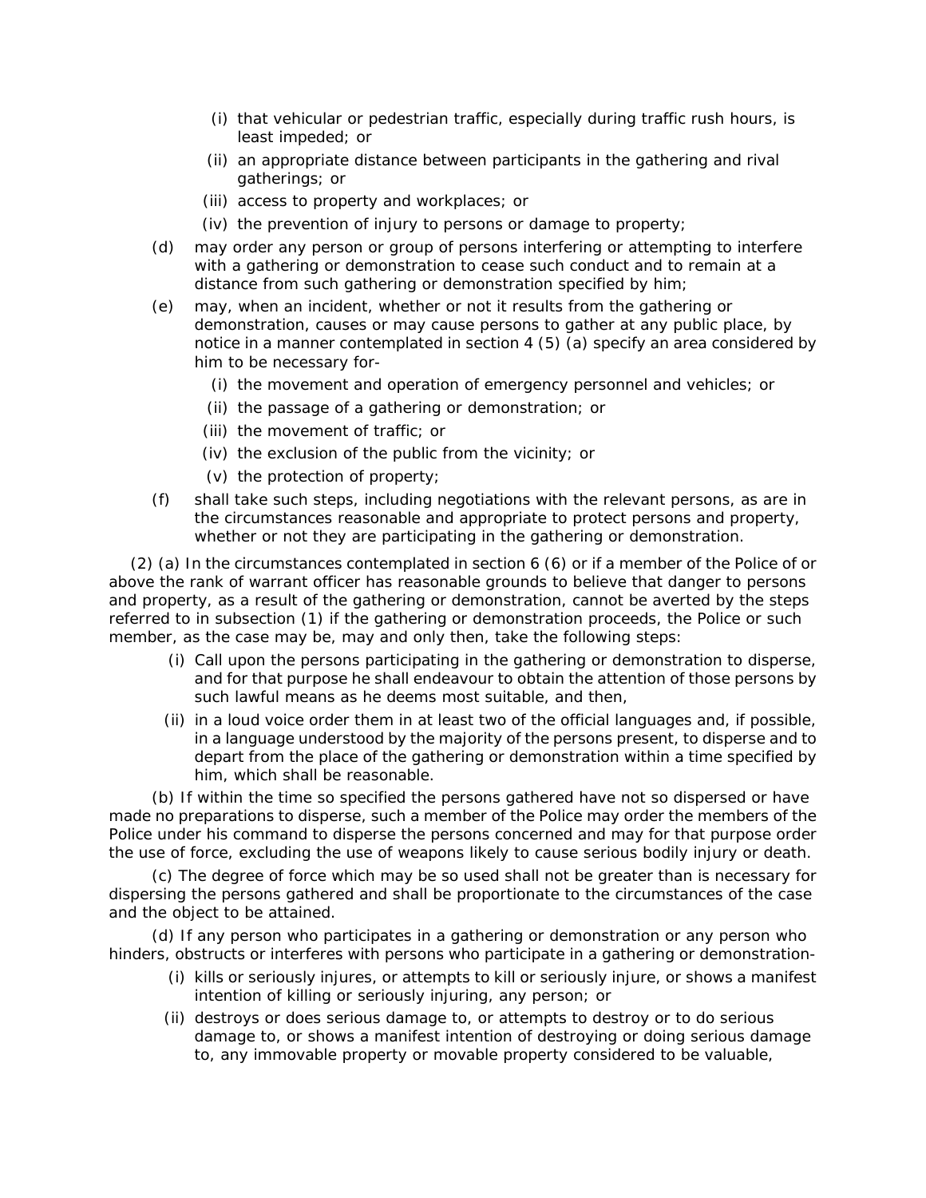(i) that vehicular or pedestrian traffic, especially during traffic rush hours, is least impeded; or

(ii) an appropriate distance between participants in the gathering and rival gatherings; or

(iii) access to property and workplaces; or

(iv) the prevention of injury to persons or damage to property;

(d) may order any person or group of persons interfering or attempting to interfere with a gathering or demonstration to cease such conduct and to remain at a distance from such gathering or demonstration specified by him;

(e) may, when an incident, whether or not it results from the gathering or demonstration, causes or may cause persons to gather at any public place, by notice in a manner contemplated in section 4 (5) (a) specify an area considered by him to be necessary for-

(i) the movement and operation of emergency personnel and vehicles; or

(ii) the passage of a gathering or demonstration; or

(iii) the movement of traffic; or

(iv) the exclusion of the public from the vicinity; or

(v) the protection of property;

(f) shall take such steps, including negotiations with the relevant persons, as are in the circumstances reasonable and appropriate to protect persons and property, whether or not they are participating in the gathering or demonstration.

(2) (a) In the circumstances contemplated in section 6 (6) or if a member of the Police of or above the rank of warrant officer has reasonable grounds to believe that danger to persons and property, as a result of the gathering or demonstration, cannot be averted by the steps referred to in subsection (1) if the gathering or demonstration proceeds, the Police or such member, as the case may be, may and only then, take the following steps:

(i) Call upon the persons participating in the gathering or demonstration to disperse, and for that purpose he shall endeavour to obtain the attention of those persons by such lawful means as he deems most suitable, and then,

(ii) in a loud voice order them in at least two of the official languages and, if possible, in a language understood by the majority of the persons present, to disperse and to depart from the place of the gathering or demonstration within a time specified by him, which shall be reasonable.

(b) If within the time so specified the persons gathered have not so dispersed or have made no preparations to disperse, such a member of the Police may order the members of the Police under his command to disperse the persons concerned and may for that purpose order the use of force, excluding the use of weapons likely to cause serious bodily injury or death.

(c) The degree of force which may be so used shall not be greater than is necessary for dispersing the persons gathered and shall be proportionate to the circumstances of the case and the object to be attained.

(d) If any person who participates in a gathering or demonstration or any person who hinders, obstructs or interferes with persons who participate in a gathering or demonstration-

(i) kills or seriously injures, or attempts to kill or seriously injure, or shows a manifest intention of killing or seriously injuring, any person; or

(ii) destroys or does serious damage to, or attempts to destroy or to do serious damage to, or shows a manifest intention of destroying or doing serious damage to, any immovable property or movable property considered to be valuable,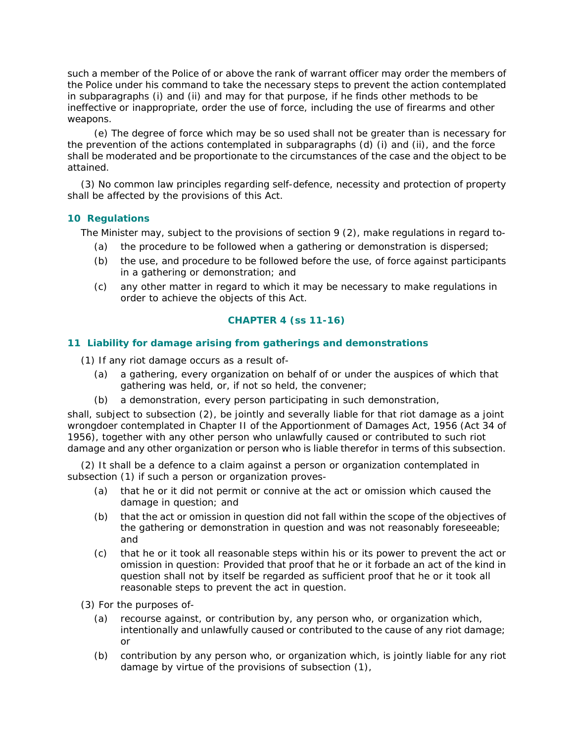such a member of the Police of or above the rank of warrant officer may order the members of the Police under his command to take the necessary steps to prevent the action contemplated in subparagraphs (i) and (ii) and may for that purpose, if he finds other methods to be ineffective or inappropriate, order the use of force, including the use of firearms and other weapons.

(e) The degree of force which may be so used shall not be greater than is necessary for the prevention of the actions contemplated in subparagraphs (d) (i) and (ii), and the force shall be moderated and be proportionate to the circumstances of the case and the object to be attained.

(3) No common law principles regarding self-defence, necessity and protection of property shall be affected by the provisions of this Act.

### 10 Regulations

The Minister may, subject to the provisions of section 9 (2), make regulations in regard to-

(a) the procedure to be followed when a gathering or demonstration is dispersed;

(b) the use, and procedure to be followed before the use, of force against participants in a gathering or demonstration; and

(c) any other matter in regard to which it may be necessary to make regulations in order to achieve the objects of this Act.

## CHAPTER 4 (ss 11-16)

### 11 Liability for damage arising from gatherings and demonstrations

(1) If any riot damage occurs as a result of-

(a) a gathering, every organization on behalf of or under the auspices of which that gathering was held, or, if not so held, the convener;

(b) a demonstration, every person participating in such demonstration,

shall, subject to subsection (2), be jointly and severally liable for that riot damage as a joint wrongdoer contemplated in Chapter II of the Apportionment of Damages Act, 1956 (Act 34 of 1956), together with any other person who unlawfully caused or contributed to such riot damage and any other organization or person who is liable therefor in terms of this subsection.

(2) It shall be a defence to a claim against a person or organization contemplated in subsection (1) if such a person or organization proves-

(a) that he or it did not permit or connive at the act or omission which caused the damage in question; and

(b) that the act or omission in question did not fall within the scope of the objectives of the gathering or demonstration in question and was not reasonably foreseeable; and

(c) that he or it took all reasonable steps within his or its power to prevent the act or omission in question: Provided that proof that he or it forbade an act of the kind in question shall not by itself be regarded as sufficient proof that he or it took all reasonable steps to prevent the act in question.

(3) For the purposes of-

(a) recourse against, or contribution by, any person who, or organization which, intentionally and unlawfully caused or contributed to the cause of any riot damage; or

(b) contribution by any person who, or organization which, is jointly liable for any riot damage by virtue of the provisions of subsection (1),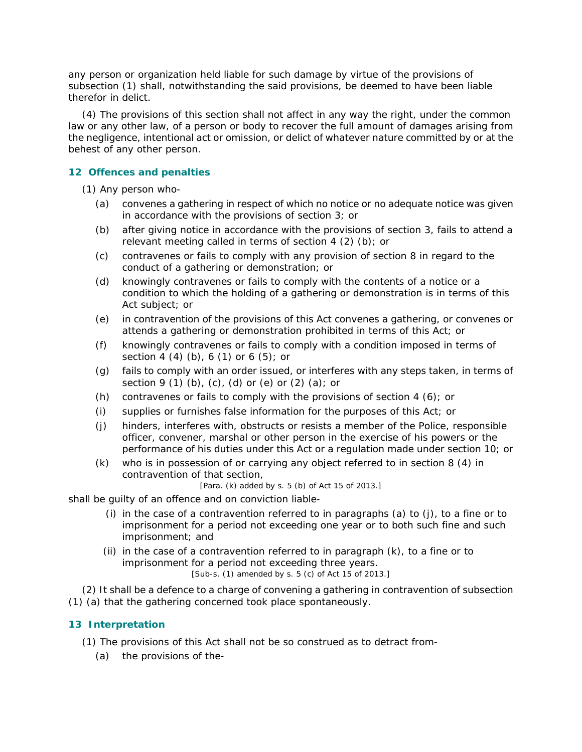any person or organization held liable for such damage by virtue of the provisions of subsection (1) shall, notwithstanding the said provisions, be deemed to have been liable therefor in delict.

(4) The provisions of this section shall not affect in any way the right, under the common law or any other law, of a person or body to recover the full amount of damages arising from the negligence, intentional act or omission, or delict of whatever nature committed by or at the behest of any other person.

### 12 Offences and penalties

(1) Any person who-

(a) convenes a gathering in respect of which no notice or no adequate notice was given in accordance with the provisions of section 3; or

(b) after giving notice in accordance with the provisions of section 3, fails to attend a relevant meeting called in terms of section 4 (2) (b); or

(c) contravenes or fails to comply with any provision of section 8 in regard to the conduct of a gathering or demonstration; or

(d) knowingly contravenes or fails to comply with the contents of a notice or a condition to which the holding of a gathering or demonstration is in terms of this Act subject; or

(e) in contravention of the provisions of this Act convenes a gathering, or convenes or attends a gathering or demonstration prohibited in terms of this Act; or

(f) knowingly contravenes or fails to comply with a condition imposed in terms of section 4 (4) (b), 6 (1) or 6 (5); or

(g) fails to comply with an order issued, or interferes with any steps taken, in terms of section 9 (1) (b), (c), (d) or (e) or (2) (a); or

(h) contravenes or fails to comply with the provisions of section 4 (6); or

(i) supplies or furnishes false information for the purposes of this Act; or

(j) hinders, interferes with, obstructs or resists a member of the Police, responsible officer, convener, marshal or other person in the exercise of his powers or the performance of his duties under this Act or a regulation made under section 10; or

(k) who is in possession of or carrying any object referred to in section 8 (4) in contravention of that section,

[Para. (k) added by s. 5 (b) of Act 15 of 2013.]

shall be guilty of an offence and on conviction liable-

(i) in the case of a contravention referred to in paragraphs (a) to (j), to a fine or to imprisonment for a period not exceeding one year or to both such fine and such imprisonment; and

(ii) in the case of a contravention referred to in paragraph (k), to a fine or to imprisonment for a period not exceeding three years.

[Sub-s. (1) amended by s. 5 (c) of Act 15 of 2013.]

(2) It shall be a defence to a charge of convening a gathering in contravention of subsection (1) (a) that the gathering concerned took place spontaneously.

### 13 Interpretation

(1) The provisions of this Act shall not be so construed as to detract from-

(a) the provisions of the-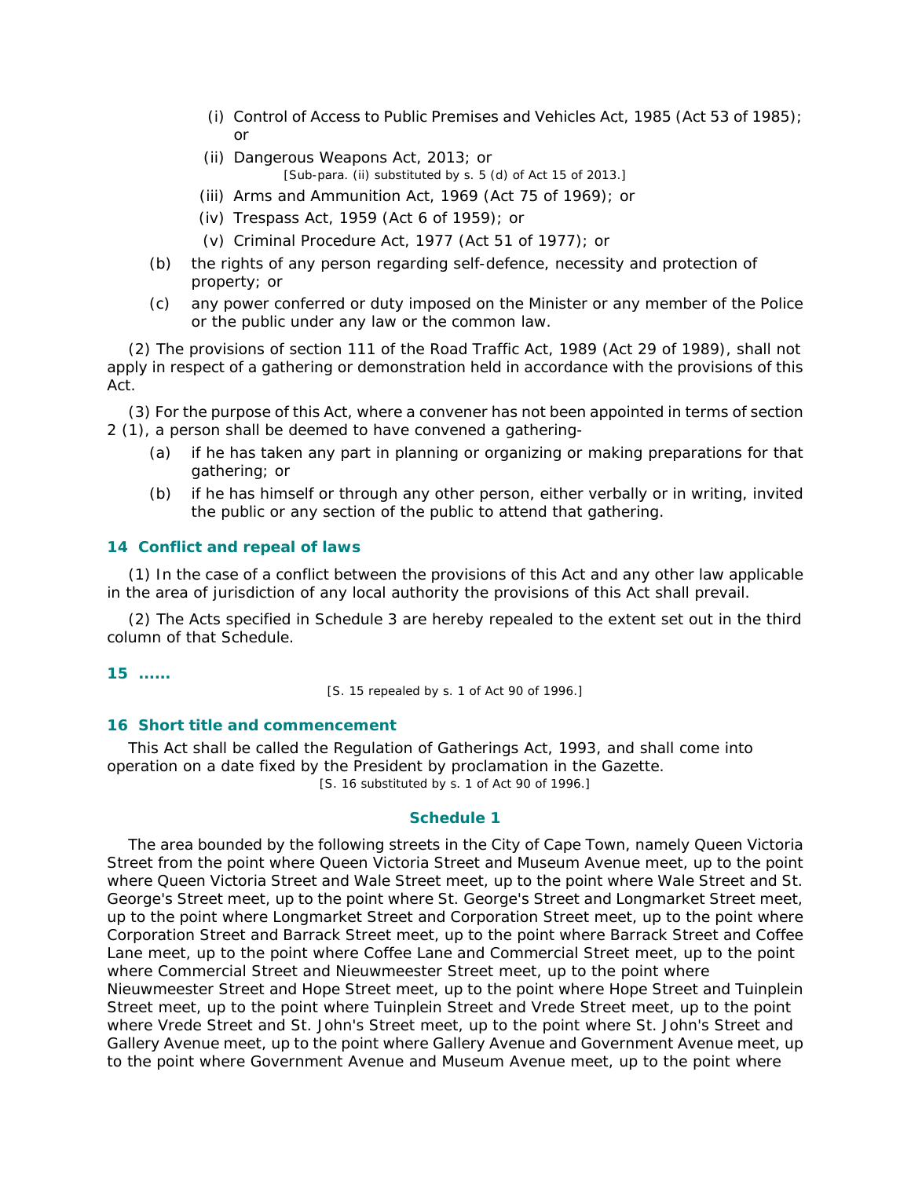(i) Control of Access to Public Premises and Vehicles Act, 1985 (Act 53 of 1985); or

(ii) Dangerous Weapons Act, 2013; or

[Sub-para. (ii) substituted by s. 5 (d) of Act 15 of 2013.]

(iii) Arms and Ammunition Act, 1969 (Act 75 of 1969); or

(iv) Trespass Act, 1959 (Act 6 of 1959); or

(v) Criminal Procedure Act, 1977 (Act 51 of 1977); or

(b) the rights of any person regarding self-defence, necessity and protection of property; or

(c) any power conferred or duty imposed on the Minister or any member of the Police or the public under any law or the common law.

(2) The provisions of section 111 of the Road Traffic Act, 1989 (Act 29 of 1989), shall not apply in respect of a gathering or demonstration held in accordance with the provisions of this Act.

(3) For the purpose of this Act, where a convener has not been appointed in terms of section 2 (1), a person shall be deemed to have convened a gathering-

(a) if he has taken any part in planning or organizing or making preparations for that gathering; or

(b) if he has himself or through any other person, either verbally or in writing, invited the public or any section of the public to attend that gathering.

### 14 Conflict and repeal of laws

(1) In the case of a conflict between the provisions of this Act and any other law applicable in the area of jurisdiction of any local authority the provisions of this Act shall prevail.

(2) The Acts specified in Schedule 3 are hereby repealed to the extent set out in the third column of that Schedule.

### 15 ......

[S. 15 repealed by s. 1 of Act 90 of 1996.]

### 16 Short title and commencement

This Act shall be called the Regulation of Gatherings Act, 1993, and shall come into operation on a date fixed by the President by proclamation in the Gazette.

[S. 16 substituted by s. 1 of Act 90 of 1996.]

## Schedule 1

The area bounded by the following streets in the City of Cape Town, namely Queen Victoria Street from the point where Queen Victoria Street and Museum Avenue meet, up to the point where Queen Victoria Street and Wale Street meet, up to the point where Wale Street and St. George's Street meet, up to the point where St. George's Street and Longmarket Street meet, up to the point where Longmarket Street and Corporation Street meet, up to the point where Corporation Street and Barrack Street meet, up to the point where Barrack Street and Coffee Lane meet, up to the point where Coffee Lane and Commercial Street meet, up to the point where Commercial Street and Nieuwmeester Street meet, up to the point where Nieuwmeester Street and Hope Street meet, up to the point where Hope Street and Tuinplein Street meet, up to the point where Tuinplein Street and Vrede Street meet, up to the point where Vrede Street and St. John's Street meet, up to the point where St. John's Street and Gallery Avenue meet, up to the point where Gallery Avenue and Government Avenue meet, up to the point where Government Avenue and Museum Avenue meet, up to the point where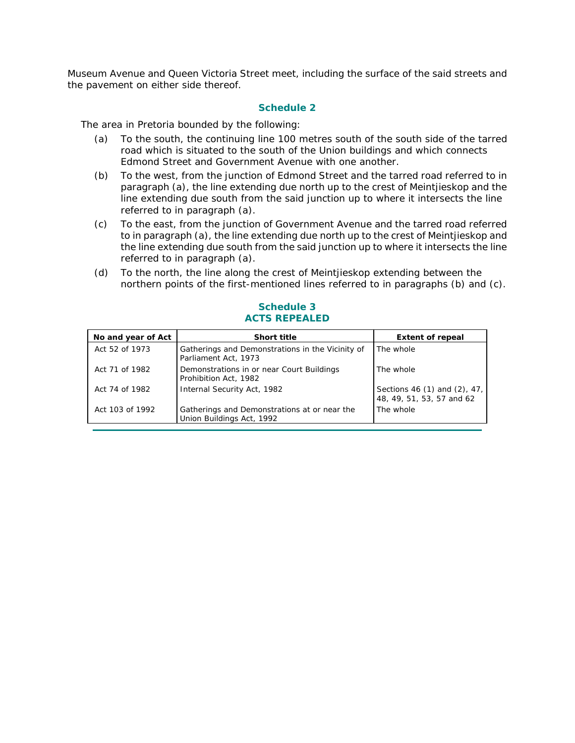Museum Avenue and Queen Victoria Street meet, including the surface of the said streets and the pavement on either side thereof.

## Schedule 2

The area in Pretoria bounded by the following:

(a) To the south, the continuing line 100 metres south of the south side of the tarred road which is situated to the south of the Union buildings and which connects Edmond Street and Government Avenue with one another.

(b) To the west, from the junction of Edmond Street and the tarred road referred to in paragraph (a), the line extending due north up to the crest of Meintjieskop and the line extending due south from the said junction up to where it intersects the line referred to in paragraph (a).

(c) To the east, from the junction of Government Avenue and the tarred road referred to in paragraph (a), the line extending due north up to the crest of Meintjieskop and the line extending due south from the said junction up to where it intersects the line referred to in paragraph (a).

(d) To the north, the line along the crest of Meintjieskop extending between the northern points of the first-mentioned lines referred to in paragraphs (b) and (c).

## Schedule 3
## ACTS REPEALED

| No and year of Act | Short title | Extent of repeal |
|---|---|---|
| Act 52 of 1973 | Gatherings and Demonstrations in the Vicinity of Parliament Act, 1973 | The whole |
| Act 71 of 1982 | Demonstrations in or near Court Buildings Prohibition Act, 1982 | The whole |
| Act 74 of 1982 | Internal Security Act, 1982 | Sections 46 (1) and (2), 47, 48, 49, 51, 53, 57 and 62 |
| Act 103 of 1992 | Gatherings and Demonstrations at or near the Union Buildings Act, 1992 | The whole |